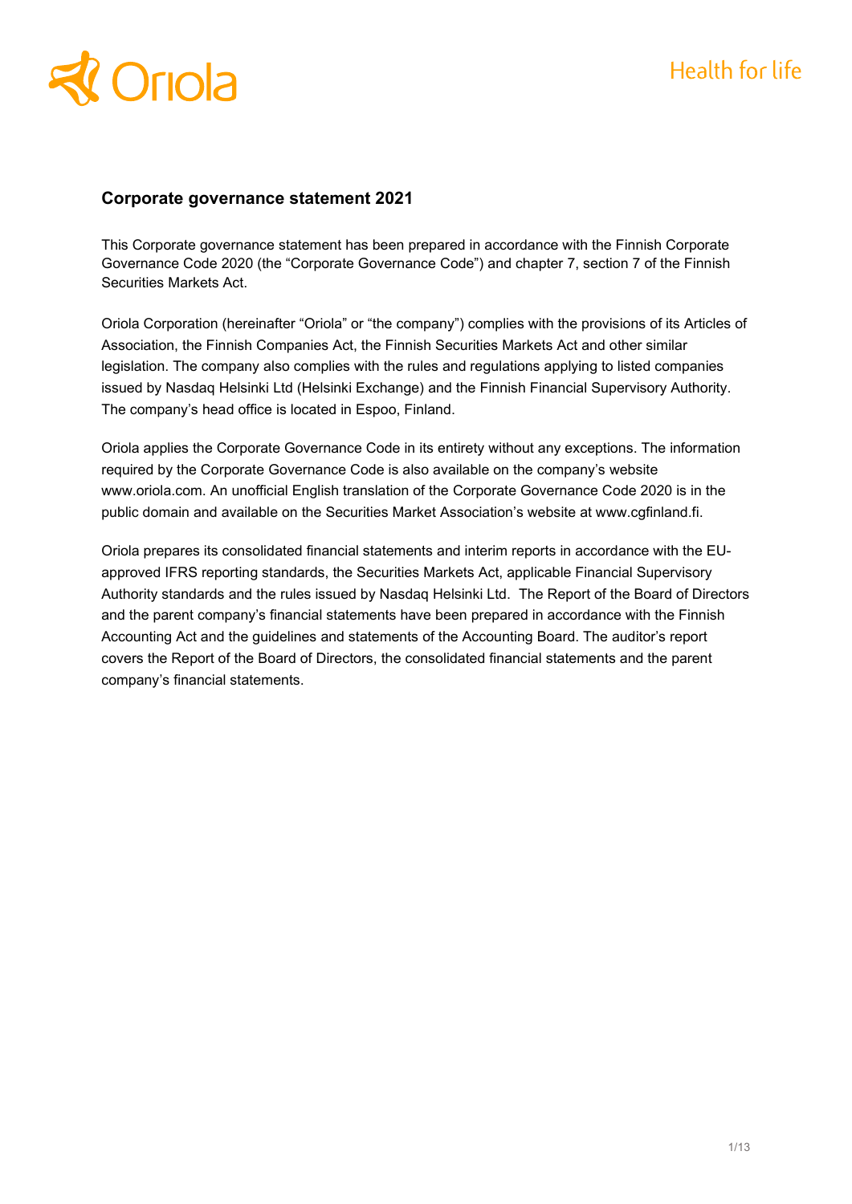# Corporate governance statement 2021

This Corporate governance statement has been prepared in accordance with the Finnish Corporate Governance Code 2020 (the "Corporate Governance Code") and chapter 7, section 7 of the Finnish Securities Markets Act.

Oriola Corporation (hereinafter "Oriola" or "the company") complies with the provisions of its Articles of Association, the Finnish Companies Act, the Finnish Securities Markets Act and other similar legislation. The company also complies with the rules and regulations applying to listed companies issued by Nasdaq Helsinki Ltd (Helsinki Exchange) and the Finnish Financial Supervisory Authority. The company's head office is located in Espoo, Finland.

Oriola applies the Corporate Governance Code in its entirety without any exceptions. The information required by the Corporate Governance Code is also available on the company's website www.oriola.com. An unofficial English translation of the Corporate Governance Code 2020 is in the public domain and available on the Securities Market Association's website at www.cgfinland.fi.

Oriola prepares its consolidated financial statements and interim reports in accordance with the EU-approved IFRS reporting standards, the Securities Markets Act, applicable Financial Supervisory Authority standards and the rules issued by Nasdaq Helsinki Ltd. The Report of the Board of Directors and the parent company's financial statements have been prepared in accordance with the Finnish Accounting Act and the guidelines and statements of the Accounting Board. The auditor's report covers the Report of the Board of Directors, the consolidated financial statements and the parent company's financial statements.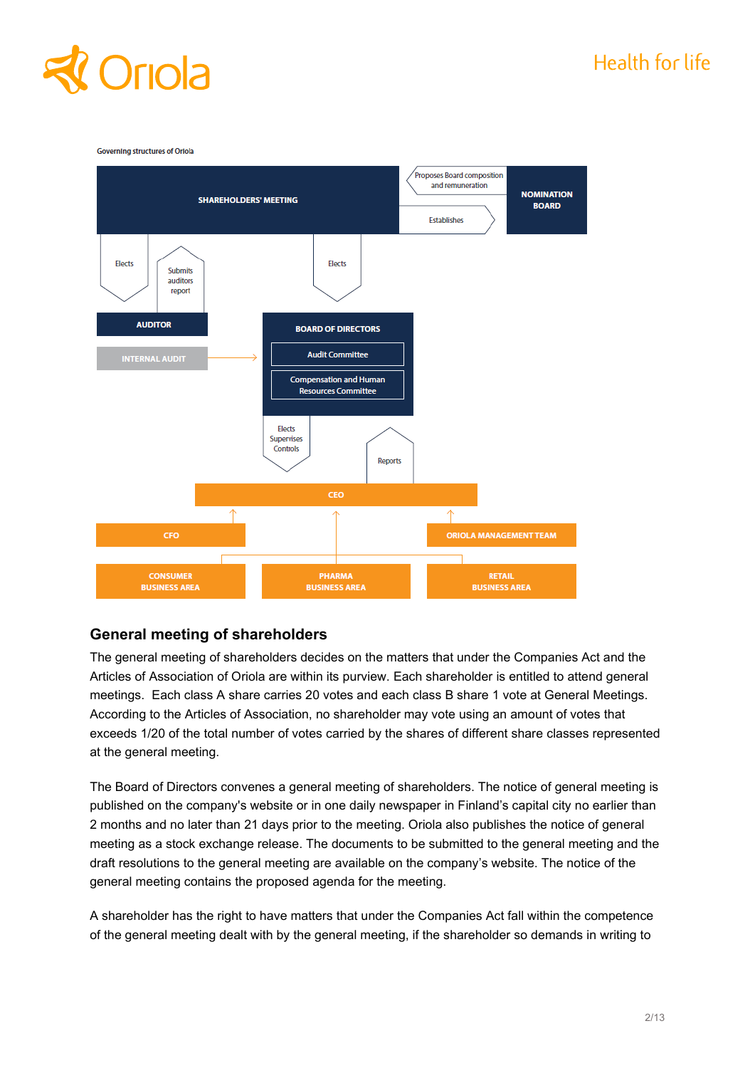Governing structures of Oriola

SHAREHOLDERS' MEETING

Proposes Board composition and remuneration

NOMINATION BOARD

Establishes

Elects

Submits auditors report

Elects

AUDITOR

INTERNAL AUDIT

BOARD OF DIRECTORS

Audit Committee

Compensation and Human Resources Committee

Elects Supervises Controls

Reports

CEO

CFO

ORIOLA MANAGEMENT TEAM

CONSUMER BUSINESS AREA

PHARMA BUSINESS AREA

RETAIL BUSINESS AREA

## General meeting of shareholders

The general meeting of shareholders decides on the matters that under the Companies Act and the Articles of Association of Oriola are within its purview. Each shareholder is entitled to attend general meetings. Each class A share carries 20 votes and each class B share 1 vote at General Meetings. According to the Articles of Association, no shareholder may vote using an amount of votes that exceeds 1/20 of the total number of votes carried by the shares of different share classes represented at the general meeting.

The Board of Directors convenes a general meeting of shareholders. The notice of general meeting is published on the company's website or in one daily newspaper in Finland's capital city no earlier than 2 months and no later than 21 days prior to the meeting. Oriola also publishes the notice of general meeting as a stock exchange release. The documents to be submitted to the general meeting and the draft resolutions to the general meeting are available on the company's website. The notice of the general meeting contains the proposed agenda for the meeting.

A shareholder has the right to have matters that under the Companies Act fall within the competence of the general meeting dealt with by the general meeting, if the shareholder so demands in writing to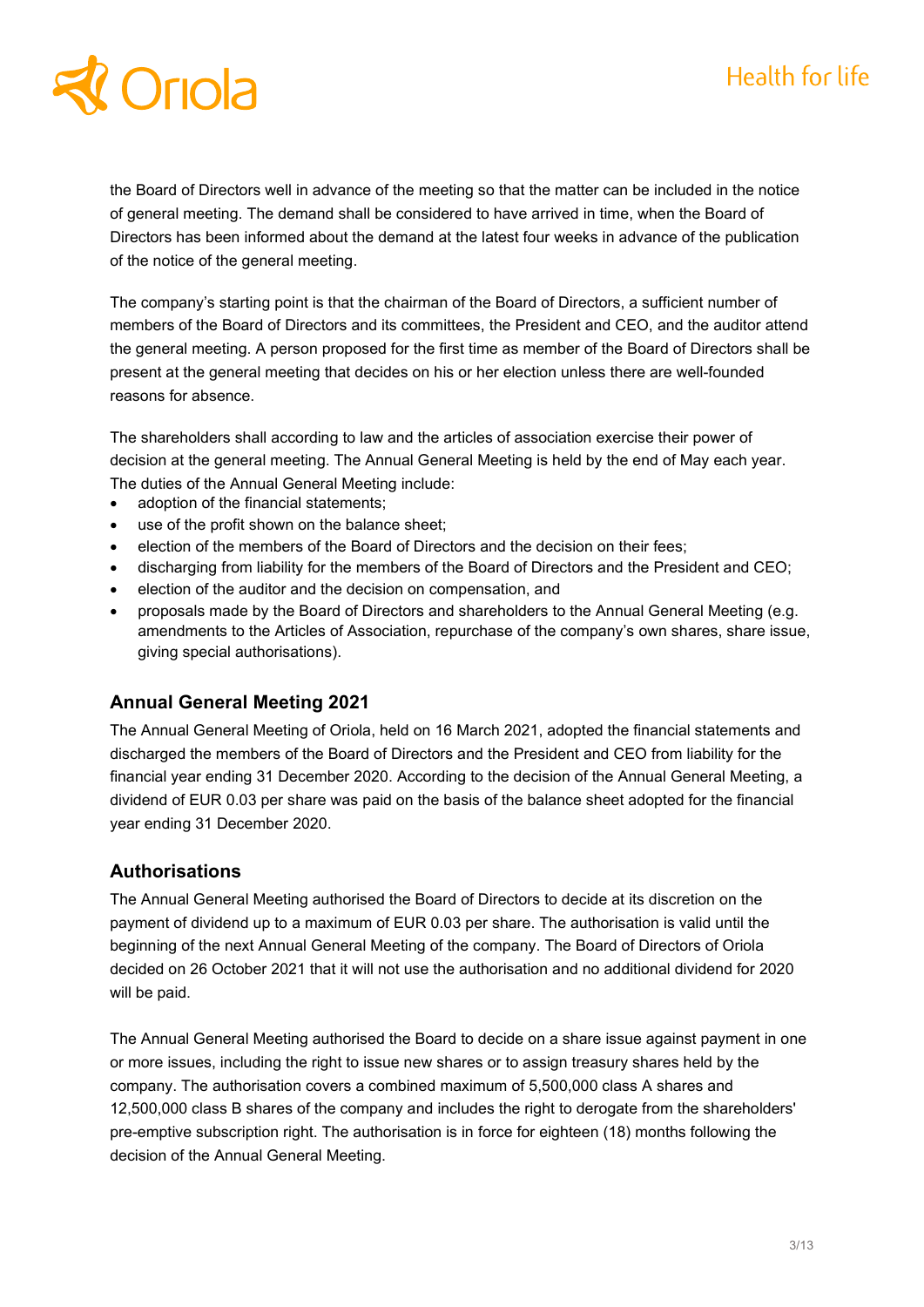the Board of Directors well in advance of the meeting so that the matter can be included in the notice of general meeting. The demand shall be considered to have arrived in time, when the Board of Directors has been informed about the demand at the latest four weeks in advance of the publication of the notice of the general meeting.

The company's starting point is that the chairman of the Board of Directors, a sufficient number of members of the Board of Directors and its committees, the President and CEO, and the auditor attend the general meeting. A person proposed for the first time as member of the Board of Directors shall be present at the general meeting that decides on his or her election unless there are well-founded reasons for absence.

The shareholders shall according to law and the articles of association exercise their power of decision at the general meeting. The Annual General Meeting is held by the end of May each year. The duties of the Annual General Meeting include:

- adoption of the financial statements;
- use of the profit shown on the balance sheet;
- election of the members of the Board of Directors and the decision on their fees;
- discharging from liability for the members of the Board of Directors and the President and CEO;
- election of the auditor and the decision on compensation, and
- proposals made by the Board of Directors and shareholders to the Annual General Meeting (e.g. amendments to the Articles of Association, repurchase of the company's own shares, share issue, giving special authorisations).

## Annual General Meeting 2021

The Annual General Meeting of Oriola, held on 16 March 2021, adopted the financial statements and discharged the members of the Board of Directors and the President and CEO from liability for the financial year ending 31 December 2020. According to the decision of the Annual General Meeting, a dividend of EUR 0.03 per share was paid on the basis of the balance sheet adopted for the financial year ending 31 December 2020.

## Authorisations

The Annual General Meeting authorised the Board of Directors to decide at its discretion on the payment of dividend up to a maximum of EUR 0.03 per share. The authorisation is valid until the beginning of the next Annual General Meeting of the company. The Board of Directors of Oriola decided on 26 October 2021 that it will not use the authorisation and no additional dividend for 2020 will be paid.

The Annual General Meeting authorised the Board to decide on a share issue against payment in one or more issues, including the right to issue new shares or to assign treasury shares held by the company. The authorisation covers a combined maximum of 5,500,000 class A shares and 12,500,000 class B shares of the company and includes the right to derogate from the shareholders' pre-emptive subscription right. The authorisation is in force for eighteen (18) months following the decision of the Annual General Meeting.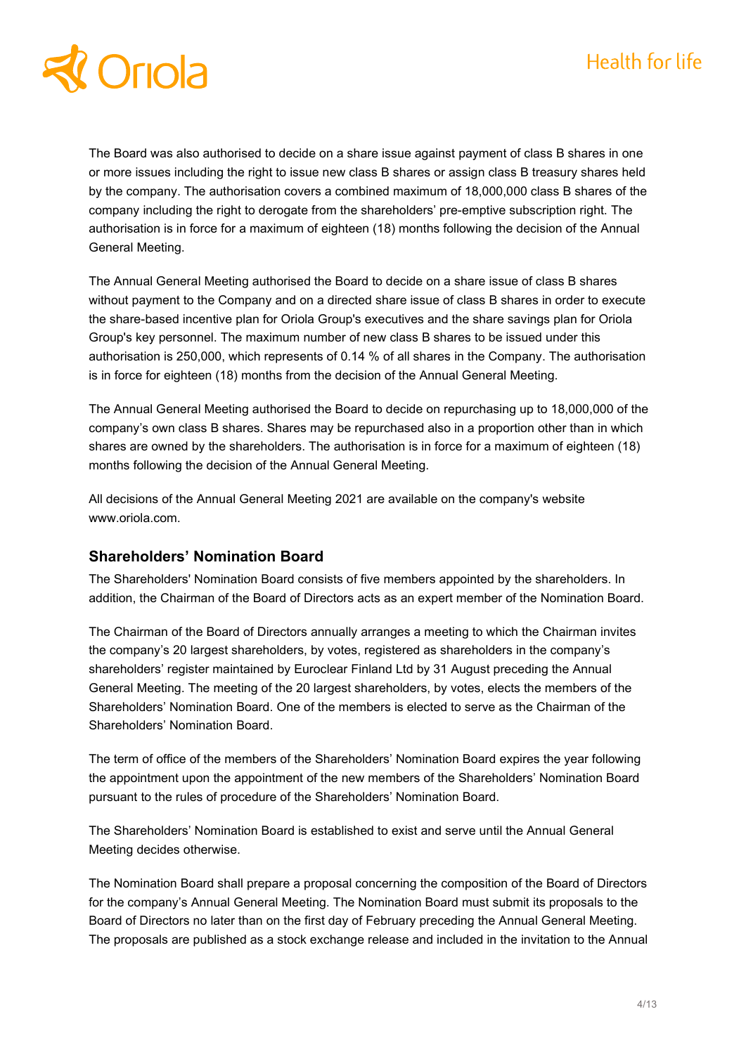The Board was also authorised to decide on a share issue against payment of class B shares in one or more issues including the right to issue new class B shares or assign class B treasury shares held by the company. The authorisation covers a combined maximum of 18,000,000 class B shares of the company including the right to derogate from the shareholders' pre-emptive subscription right. The authorisation is in force for a maximum of eighteen (18) months following the decision of the Annual General Meeting.

The Annual General Meeting authorised the Board to decide on a share issue of class B shares without payment to the Company and on a directed share issue of class B shares in order to execute the share-based incentive plan for Oriola Group's executives and the share savings plan for Oriola Group's key personnel. The maximum number of new class B shares to be issued under this authorisation is 250,000, which represents of 0.14 % of all shares in the Company. The authorisation is in force for eighteen (18) months from the decision of the Annual General Meeting.

The Annual General Meeting authorised the Board to decide on repurchasing up to 18,000,000 of the company's own class B shares. Shares may be repurchased also in a proportion other than in which shares are owned by the shareholders. The authorisation is in force for a maximum of eighteen (18) months following the decision of the Annual General Meeting.

All decisions of the Annual General Meeting 2021 are available on the company's website www.oriola.com.

## Shareholders' Nomination Board

The Shareholders' Nomination Board consists of five members appointed by the shareholders. In addition, the Chairman of the Board of Directors acts as an expert member of the Nomination Board.

The Chairman of the Board of Directors annually arranges a meeting to which the Chairman invites the company's 20 largest shareholders, by votes, registered as shareholders in the company's shareholders' register maintained by Euroclear Finland Ltd by 31 August preceding the Annual General Meeting. The meeting of the 20 largest shareholders, by votes, elects the members of the Shareholders' Nomination Board. One of the members is elected to serve as the Chairman of the Shareholders' Nomination Board.

The term of office of the members of the Shareholders' Nomination Board expires the year following the appointment upon the appointment of the new members of the Shareholders' Nomination Board pursuant to the rules of procedure of the Shareholders' Nomination Board.

The Shareholders' Nomination Board is established to exist and serve until the Annual General Meeting decides otherwise.

The Nomination Board shall prepare a proposal concerning the composition of the Board of Directors for the company's Annual General Meeting. The Nomination Board must submit its proposals to the Board of Directors no later than on the first day of February preceding the Annual General Meeting. The proposals are published as a stock exchange release and included in the invitation to the Annual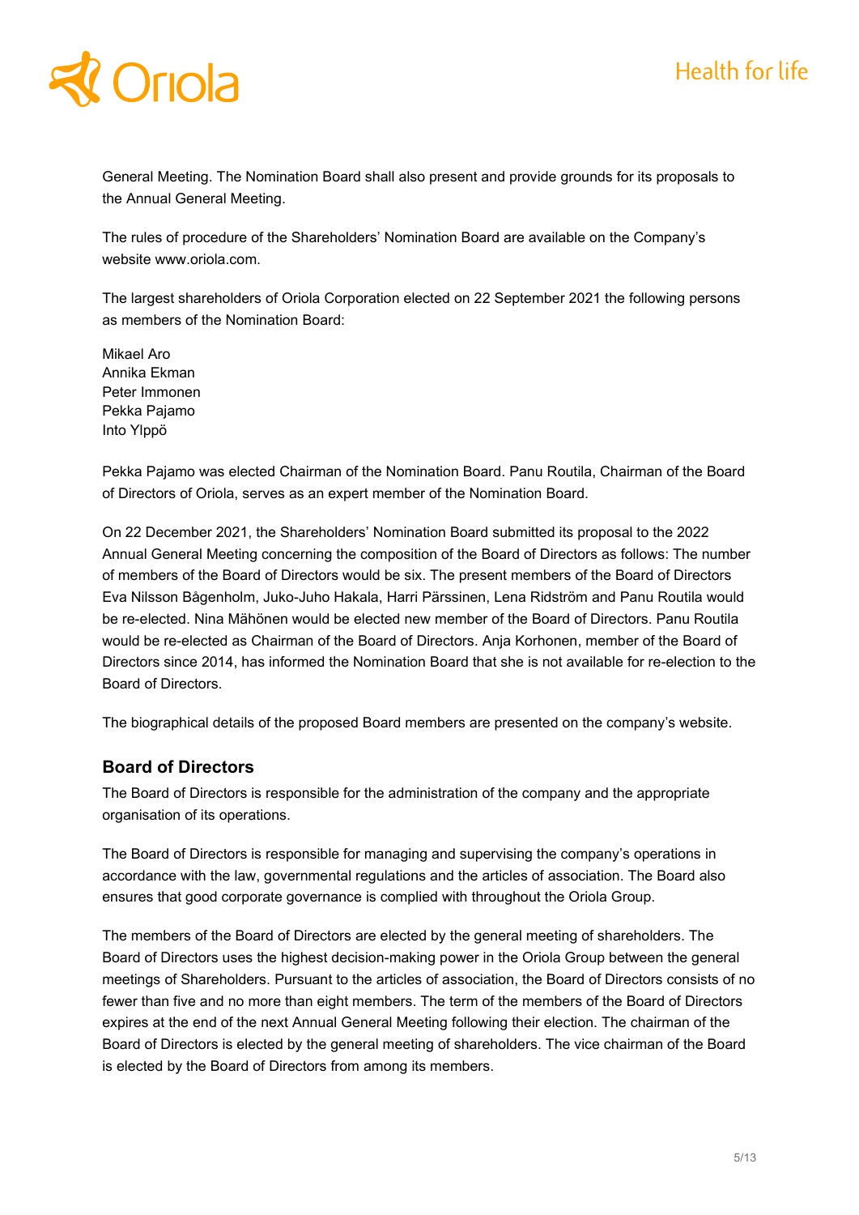General Meeting. The Nomination Board shall also present and provide grounds for its proposals to the Annual General Meeting.

The rules of procedure of the Shareholders' Nomination Board are available on the Company's website www.oriola.com.

The largest shareholders of Oriola Corporation elected on 22 September 2021 the following persons as members of the Nomination Board:

Mikael Aro  
Annika Ekman  
Peter Immonen  
Pekka Pajamo  
Into Ylppö

Pekka Pajamo was elected Chairman of the Nomination Board. Panu Routila, Chairman of the Board of Directors of Oriola, serves as an expert member of the Nomination Board.

On 22 December 2021, the Shareholders' Nomination Board submitted its proposal to the 2022 Annual General Meeting concerning the composition of the Board of Directors as follows: The number of members of the Board of Directors would be six. The present members of the Board of Directors Eva Nilsson Bågenholm, Juko-Juho Hakala, Harri Pärssinen, Lena Ridström and Panu Routila would be re-elected. Nina Mähönen would be elected new member of the Board of Directors. Panu Routila would be re-elected as Chairman of the Board of Directors. Anja Korhonen, member of the Board of Directors since 2014, has informed the Nomination Board that she is not available for re-election to the Board of Directors.

The biographical details of the proposed Board members are presented on the company's website.

## Board of Directors

The Board of Directors is responsible for the administration of the company and the appropriate organisation of its operations.

The Board of Directors is responsible for managing and supervising the company's operations in accordance with the law, governmental regulations and the articles of association. The Board also ensures that good corporate governance is complied with throughout the Oriola Group.

The members of the Board of Directors are elected by the general meeting of shareholders. The Board of Directors uses the highest decision-making power in the Oriola Group between the general meetings of Shareholders. Pursuant to the articles of association, the Board of Directors consists of no fewer than five and no more than eight members. The term of the members of the Board of Directors expires at the end of the next Annual General Meeting following their election. The chairman of the Board of Directors is elected by the general meeting of shareholders. The vice chairman of the Board is elected by the Board of Directors from among its members.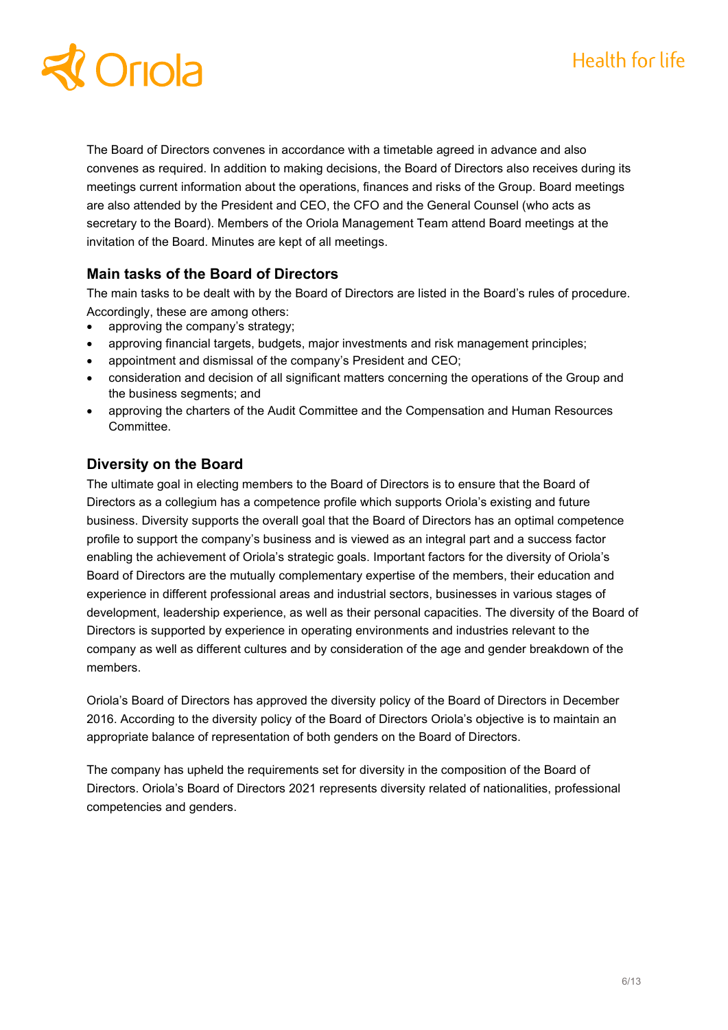The Board of Directors convenes in accordance with a timetable agreed in advance and also convenes as required. In addition to making decisions, the Board of Directors also receives during its meetings current information about the operations, finances and risks of the Group. Board meetings are also attended by the President and CEO, the CFO and the General Counsel (who acts as secretary to the Board). Members of the Oriola Management Team attend Board meetings at the invitation of the Board. Minutes are kept of all meetings.

## Main tasks of the Board of Directors

The main tasks to be dealt with by the Board of Directors are listed in the Board's rules of procedure. Accordingly, these are among others:

- approving the company's strategy;
- approving financial targets, budgets, major investments and risk management principles;
- appointment and dismissal of the company's President and CEO;
- consideration and decision of all significant matters concerning the operations of the Group and the business segments; and
- approving the charters of the Audit Committee and the Compensation and Human Resources Committee.

## Diversity on the Board

The ultimate goal in electing members to the Board of Directors is to ensure that the Board of Directors as a collegium has a competence profile which supports Oriola's existing and future business. Diversity supports the overall goal that the Board of Directors has an optimal competence profile to support the company's business and is viewed as an integral part and a success factor enabling the achievement of Oriola's strategic goals. Important factors for the diversity of Oriola's Board of Directors are the mutually complementary expertise of the members, their education and experience in different professional areas and industrial sectors, businesses in various stages of development, leadership experience, as well as their personal capacities. The diversity of the Board of Directors is supported by experience in operating environments and industries relevant to the company as well as different cultures and by consideration of the age and gender breakdown of the members.

Oriola's Board of Directors has approved the diversity policy of the Board of Directors in December 2016. According to the diversity policy of the Board of Directors Oriola's objective is to maintain an appropriate balance of representation of both genders on the Board of Directors.

The company has upheld the requirements set for diversity in the composition of the Board of Directors. Oriola's Board of Directors 2021 represents diversity related of nationalities, professional competencies and genders.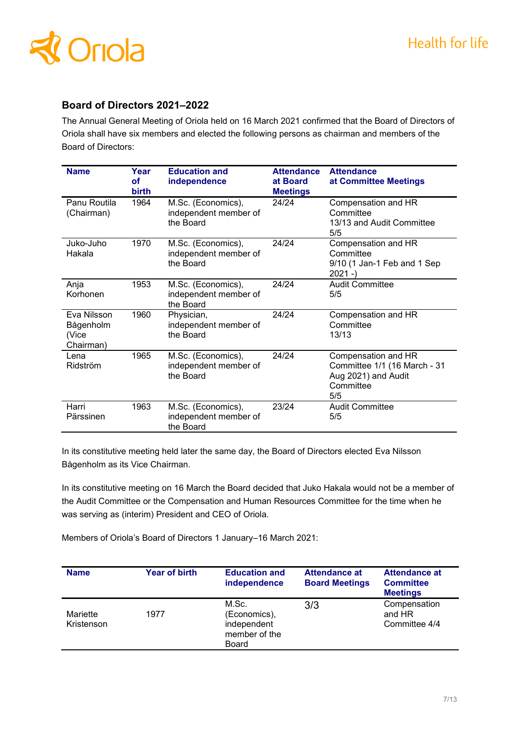## Board of Directors 2021–2022

The Annual General Meeting of Oriola held on 16 March 2021 confirmed that the Board of Directors of Oriola shall have six members and elected the following persons as chairman and members of the Board of Directors:

| Name | Year of birth | Education and independence | Attendance at Board Meetings | Attendance at Committee Meetings |
|---|---|---|---|---|
| Panu Routila (Chairman) | 1964 | M.Sc. (Economics), independent member of the Board | 24/24 | Compensation and HR Committee 13/13 and Audit Committee 5/5 |
| Juko-Juho Hakala | 1970 | M.Sc. (Economics), independent member of the Board | 24/24 | Compensation and HR Committee 9/10 (1 Jan-1 Feb and 1 Sep 2021 -) |
| Anja Korhonen | 1953 | M.Sc. (Economics), independent member of the Board | 24/24 | Audit Committee 5/5 |
| Eva Nilsson Bågenholm (Vice Chairman) | 1960 | Physician, independent member of the Board | 24/24 | Compensation and HR Committee 13/13 |
| Lena Ridström | 1965 | M.Sc. (Economics), independent member of the Board | 24/24 | Compensation and HR Committee 1/1 (16 March - 31 Aug 2021) and Audit Committee 5/5 |
| Harri Pärssinen | 1963 | M.Sc. (Economics), independent member of the Board | 23/24 | Audit Committee 5/5 |

In its constitutive meeting held later the same day, the Board of Directors elected Eva Nilsson Bågenholm as its Vice Chairman.

In its constitutive meeting on 16 March the Board decided that Juko Hakala would not be a member of the Audit Committee or the Compensation and Human Resources Committee for the time when he was serving as (interim) President and CEO of Oriola.

Members of Oriola's Board of Directors 1 January–16 March 2021:

| Name | Year of birth | Education and independence | Attendance at Board Meetings | Attendance at Committee Meetings |
|---|---|---|---|---|
| Mariette Kristenson | 1977 | M.Sc. (Economics), independent member of the Board | 3/3 | Compensation and HR Committee 4/4 |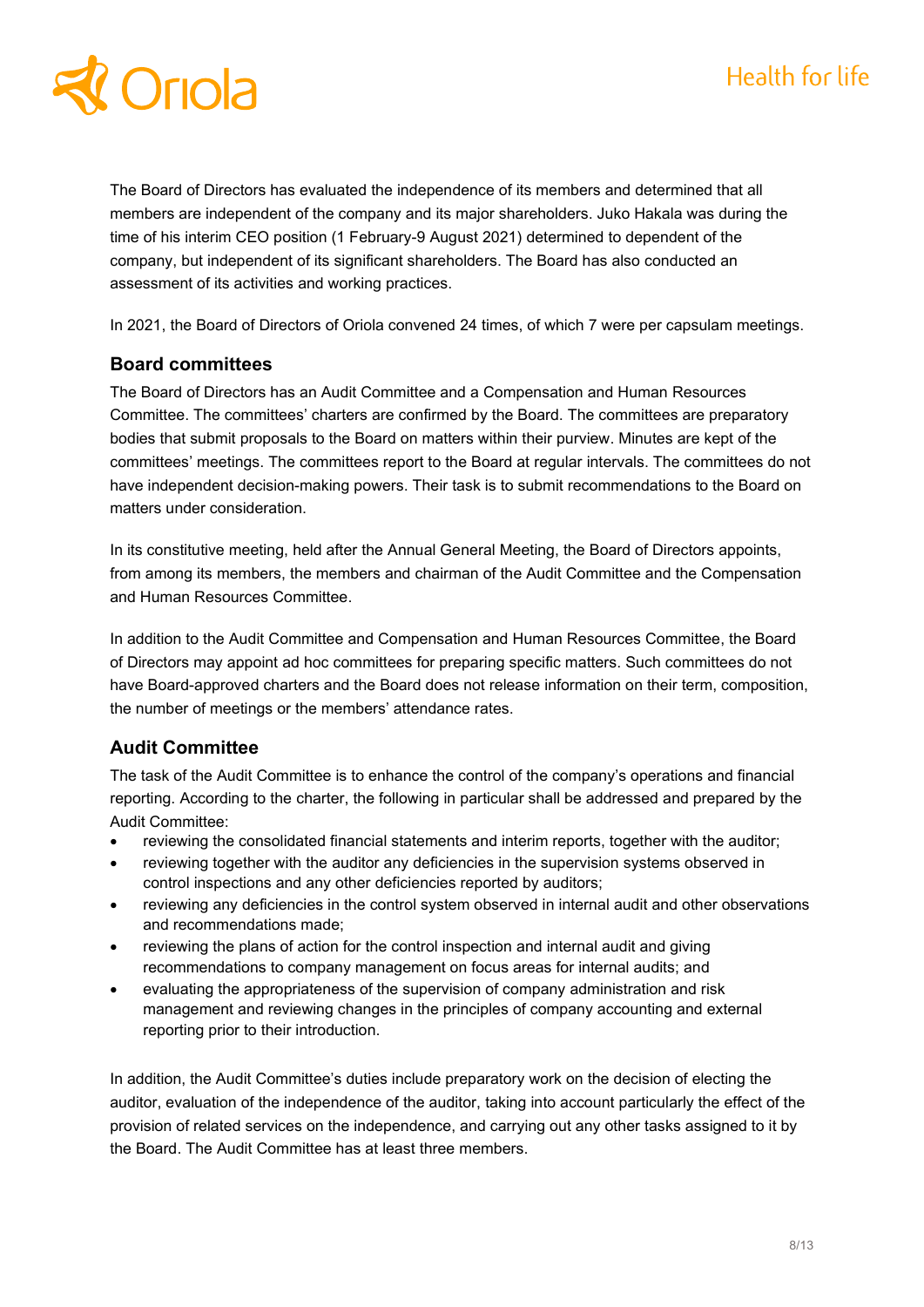The Board of Directors has evaluated the independence of its members and determined that all members are independent of the company and its major shareholders. Juko Hakala was during the time of his interim CEO position (1 February-9 August 2021) determined to dependent of the company, but independent of its significant shareholders. The Board has also conducted an assessment of its activities and working practices.

In 2021, the Board of Directors of Oriola convened 24 times, of which 7 were per capsulam meetings.

## Board committees

The Board of Directors has an Audit Committee and a Compensation and Human Resources Committee. The committees' charters are confirmed by the Board. The committees are preparatory bodies that submit proposals to the Board on matters within their purview. Minutes are kept of the committees' meetings. The committees report to the Board at regular intervals. The committees do not have independent decision-making powers. Their task is to submit recommendations to the Board on matters under consideration.

In its constitutive meeting, held after the Annual General Meeting, the Board of Directors appoints, from among its members, the members and chairman of the Audit Committee and the Compensation and Human Resources Committee.

In addition to the Audit Committee and Compensation and Human Resources Committee, the Board of Directors may appoint ad hoc committees for preparing specific matters. Such committees do not have Board-approved charters and the Board does not release information on their term, composition, the number of meetings or the members' attendance rates.

## Audit Committee

The task of the Audit Committee is to enhance the control of the company's operations and financial reporting. According to the charter, the following in particular shall be addressed and prepared by the Audit Committee:

- reviewing the consolidated financial statements and interim reports, together with the auditor;
- reviewing together with the auditor any deficiencies in the supervision systems observed in control inspections and any other deficiencies reported by auditors;
- reviewing any deficiencies in the control system observed in internal audit and other observations and recommendations made;
- reviewing the plans of action for the control inspection and internal audit and giving recommendations to company management on focus areas for internal audits; and
- evaluating the appropriateness of the supervision of company administration and risk management and reviewing changes in the principles of company accounting and external reporting prior to their introduction.

In addition, the Audit Committee's duties include preparatory work on the decision of electing the auditor, evaluation of the independence of the auditor, taking into account particularly the effect of the provision of related services on the independence, and carrying out any other tasks assigned to it by the Board. The Audit Committee has at least three members.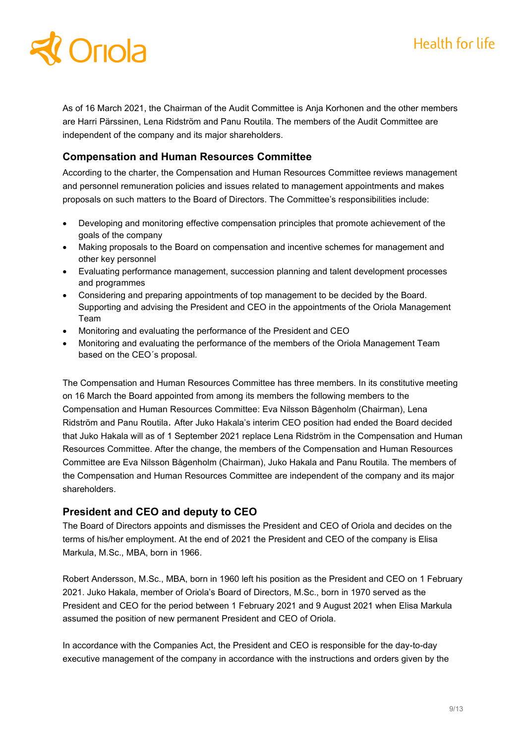As of 16 March 2021, the Chairman of the Audit Committee is Anja Korhonen and the other members are Harri Pärssinen, Lena Ridström and Panu Routila. The members of the Audit Committee are independent of the company and its major shareholders.

## Compensation and Human Resources Committee

According to the charter, the Compensation and Human Resources Committee reviews management and personnel remuneration policies and issues related to management appointments and makes proposals on such matters to the Board of Directors. The Committee's responsibilities include:

- Developing and monitoring effective compensation principles that promote achievement of the goals of the company
- Making proposals to the Board on compensation and incentive schemes for management and other key personnel
- Evaluating performance management, succession planning and talent development processes and programmes
- Considering and preparing appointments of top management to be decided by the Board. Supporting and advising the President and CEO in the appointments of the Oriola Management Team
- Monitoring and evaluating the performance of the President and CEO
- Monitoring and evaluating the performance of the members of the Oriola Management Team based on the CEO´s proposal.

The Compensation and Human Resources Committee has three members. In its constitutive meeting on 16 March the Board appointed from among its members the following members to the Compensation and Human Resources Committee: Eva Nilsson Bågenholm (Chairman), Lena Ridström and Panu Routila. After Juko Hakala's interim CEO position had ended the Board decided that Juko Hakala will as of 1 September 2021 replace Lena Ridström in the Compensation and Human Resources Committee. After the change, the members of the Compensation and Human Resources Committee are Eva Nilsson Bågenholm (Chairman), Juko Hakala and Panu Routila. The members of the Compensation and Human Resources Committee are independent of the company and its major shareholders.

## President and CEO and deputy to CEO

The Board of Directors appoints and dismisses the President and CEO of Oriola and decides on the terms of his/her employment. At the end of 2021 the President and CEO of the company is Elisa Markula, M.Sc., MBA, born in 1966.

Robert Andersson, M.Sc., MBA, born in 1960 left his position as the President and CEO on 1 February 2021. Juko Hakala, member of Oriola's Board of Directors, M.Sc., born in 1970 served as the President and CEO for the period between 1 February 2021 and 9 August 2021 when Elisa Markula assumed the position of new permanent President and CEO of Oriola.

In accordance with the Companies Act, the President and CEO is responsible for the day-to-day executive management of the company in accordance with the instructions and orders given by the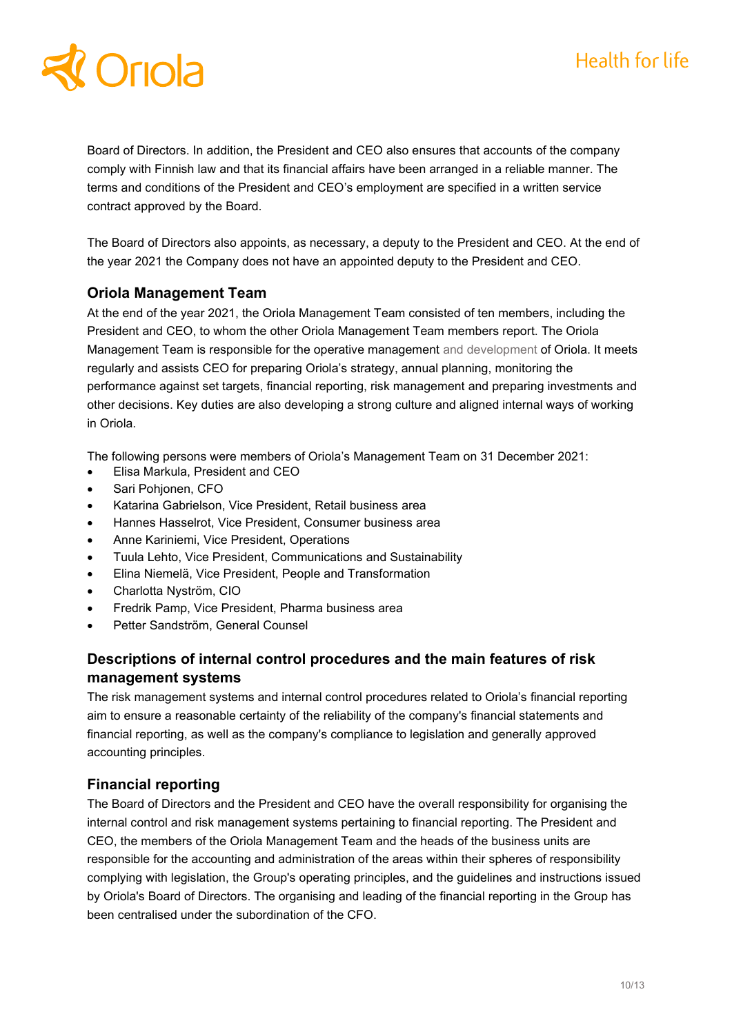Board of Directors. In addition, the President and CEO also ensures that accounts of the company comply with Finnish law and that its financial affairs have been arranged in a reliable manner. The terms and conditions of the President and CEO's employment are specified in a written service contract approved by the Board.

The Board of Directors also appoints, as necessary, a deputy to the President and CEO. At the end of the year 2021 the Company does not have an appointed deputy to the President and CEO.

## Oriola Management Team

At the end of the year 2021, the Oriola Management Team consisted of ten members, including the President and CEO, to whom the other Oriola Management Team members report. The Oriola Management Team is responsible for the operative management and development of Oriola. It meets regularly and assists CEO for preparing Oriola's strategy, annual planning, monitoring the performance against set targets, financial reporting, risk management and preparing investments and other decisions. Key duties are also developing a strong culture and aligned internal ways of working in Oriola.

The following persons were members of Oriola's Management Team on 31 December 2021:

- Elisa Markula, President and CEO
- Sari Pohjonen, CFO
- Katarina Gabrielson, Vice President, Retail business area
- Hannes Hasselrot, Vice President, Consumer business area
- Anne Kariniemi, Vice President, Operations
- Tuula Lehto, Vice President, Communications and Sustainability
- Elina Niemelä, Vice President, People and Transformation
- Charlotta Nyström, CIO
- Fredrik Pamp, Vice President, Pharma business area
- Petter Sandström, General Counsel

## Descriptions of internal control procedures and the main features of risk management systems

The risk management systems and internal control procedures related to Oriola's financial reporting aim to ensure a reasonable certainty of the reliability of the company's financial statements and financial reporting, as well as the company's compliance to legislation and generally approved accounting principles.

## Financial reporting

The Board of Directors and the President and CEO have the overall responsibility for organising the internal control and risk management systems pertaining to financial reporting. The President and CEO, the members of the Oriola Management Team and the heads of the business units are responsible for the accounting and administration of the areas within their spheres of responsibility complying with legislation, the Group's operating principles, and the guidelines and instructions issued by Oriola's Board of Directors. The organising and leading of the financial reporting in the Group has been centralised under the subordination of the CFO.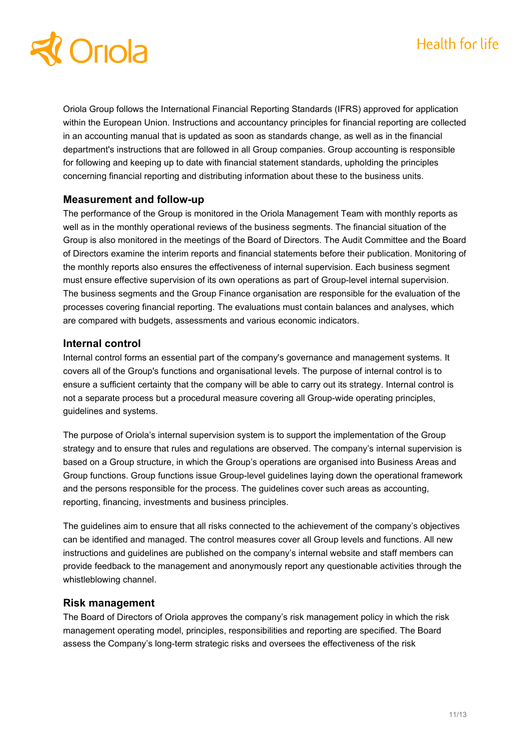Oriola Group follows the International Financial Reporting Standards (IFRS) approved for application within the European Union. Instructions and accountancy principles for financial reporting are collected in an accounting manual that is updated as soon as standards change, as well as in the financial department's instructions that are followed in all Group companies. Group accounting is responsible for following and keeping up to date with financial statement standards, upholding the principles concerning financial reporting and distributing information about these to the business units.

## Measurement and follow-up

The performance of the Group is monitored in the Oriola Management Team with monthly reports as well as in the monthly operational reviews of the business segments. The financial situation of the Group is also monitored in the meetings of the Board of Directors. The Audit Committee and the Board of Directors examine the interim reports and financial statements before their publication. Monitoring of the monthly reports also ensures the effectiveness of internal supervision. Each business segment must ensure effective supervision of its own operations as part of Group-level internal supervision. The business segments and the Group Finance organisation are responsible for the evaluation of the processes covering financial reporting. The evaluations must contain balances and analyses, which are compared with budgets, assessments and various economic indicators.

## Internal control

Internal control forms an essential part of the company's governance and management systems. It covers all of the Group's functions and organisational levels. The purpose of internal control is to ensure a sufficient certainty that the company will be able to carry out its strategy. Internal control is not a separate process but a procedural measure covering all Group-wide operating principles, guidelines and systems.

The purpose of Oriola's internal supervision system is to support the implementation of the Group strategy and to ensure that rules and regulations are observed. The company's internal supervision is based on a Group structure, in which the Group's operations are organised into Business Areas and Group functions. Group functions issue Group-level guidelines laying down the operational framework and the persons responsible for the process. The guidelines cover such areas as accounting, reporting, financing, investments and business principles.

The guidelines aim to ensure that all risks connected to the achievement of the company's objectives can be identified and managed. The control measures cover all Group levels and functions. All new instructions and guidelines are published on the company's internal website and staff members can provide feedback to the management and anonymously report any questionable activities through the whistleblowing channel.

## Risk management

The Board of Directors of Oriola approves the company's risk management policy in which the risk management operating model, principles, responsibilities and reporting are specified. The Board assess the Company's long-term strategic risks and oversees the effectiveness of the risk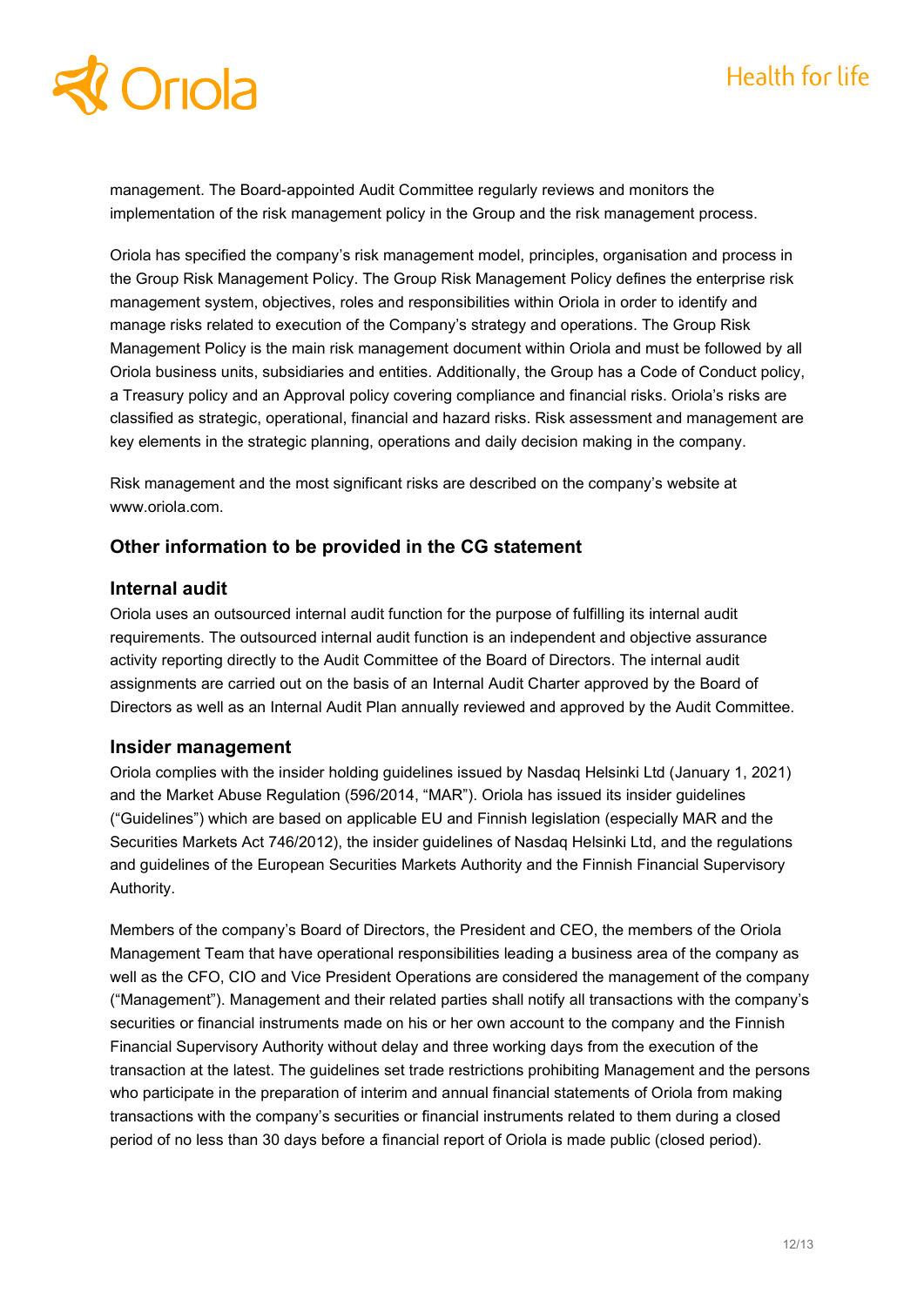management. The Board-appointed Audit Committee regularly reviews and monitors the implementation of the risk management policy in the Group and the risk management process.

Oriola has specified the company's risk management model, principles, organisation and process in the Group Risk Management Policy. The Group Risk Management Policy defines the enterprise risk management system, objectives, roles and responsibilities within Oriola in order to identify and manage risks related to execution of the Company's strategy and operations. The Group Risk Management Policy is the main risk management document within Oriola and must be followed by all Oriola business units, subsidiaries and entities. Additionally, the Group has a Code of Conduct policy, a Treasury policy and an Approval policy covering compliance and financial risks. Oriola's risks are classified as strategic, operational, financial and hazard risks. Risk assessment and management are key elements in the strategic planning, operations and daily decision making in the company.

Risk management and the most significant risks are described on the company's website at www.oriola.com.

## Other information to be provided in the CG statement

### Internal audit

Oriola uses an outsourced internal audit function for the purpose of fulfilling its internal audit requirements. The outsourced internal audit function is an independent and objective assurance activity reporting directly to the Audit Committee of the Board of Directors. The internal audit assignments are carried out on the basis of an Internal Audit Charter approved by the Board of Directors as well as an Internal Audit Plan annually reviewed and approved by the Audit Committee.

### Insider management

Oriola complies with the insider holding guidelines issued by Nasdaq Helsinki Ltd (January 1, 2021) and the Market Abuse Regulation (596/2014, "MAR"). Oriola has issued its insider guidelines ("Guidelines") which are based on applicable EU and Finnish legislation (especially MAR and the Securities Markets Act 746/2012), the insider guidelines of Nasdaq Helsinki Ltd, and the regulations and guidelines of the European Securities Markets Authority and the Finnish Financial Supervisory Authority.

Members of the company's Board of Directors, the President and CEO, the members of the Oriola Management Team that have operational responsibilities leading a business area of the company as well as the CFO, CIO and Vice President Operations are considered the management of the company ("Management"). Management and their related parties shall notify all transactions with the company's securities or financial instruments made on his or her own account to the company and the Finnish Financial Supervisory Authority without delay and three working days from the execution of the transaction at the latest. The guidelines set trade restrictions prohibiting Management and the persons who participate in the preparation of interim and annual financial statements of Oriola from making transactions with the company's securities or financial instruments related to them during a closed period of no less than 30 days before a financial report of Oriola is made public (closed period).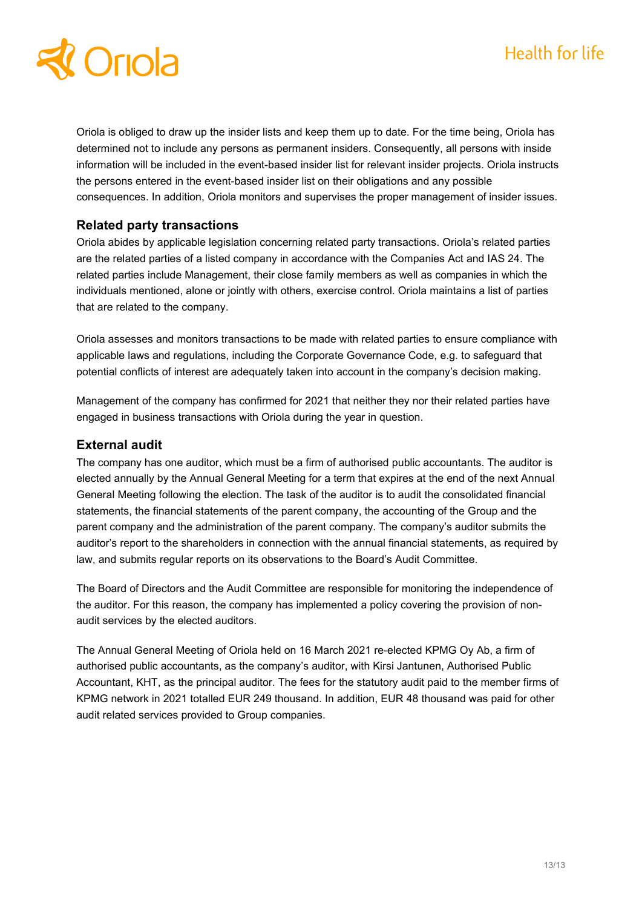Oriola is obliged to draw up the insider lists and keep them up to date. For the time being, Oriola has determined not to include any persons as permanent insiders. Consequently, all persons with inside information will be included in the event-based insider list for relevant insider projects. Oriola instructs the persons entered in the event-based insider list on their obligations and any possible consequences. In addition, Oriola monitors and supervises the proper management of insider issues.

## Related party transactions

Oriola abides by applicable legislation concerning related party transactions. Oriola's related parties are the related parties of a listed company in accordance with the Companies Act and IAS 24. The related parties include Management, their close family members as well as companies in which the individuals mentioned, alone or jointly with others, exercise control. Oriola maintains a list of parties that are related to the company.

Oriola assesses and monitors transactions to be made with related parties to ensure compliance with applicable laws and regulations, including the Corporate Governance Code, e.g. to safeguard that potential conflicts of interest are adequately taken into account in the company's decision making.

Management of the company has confirmed for 2021 that neither they nor their related parties have engaged in business transactions with Oriola during the year in question.

## External audit

The company has one auditor, which must be a firm of authorised public accountants. The auditor is elected annually by the Annual General Meeting for a term that expires at the end of the next Annual General Meeting following the election. The task of the auditor is to audit the consolidated financial statements, the financial statements of the parent company, the accounting of the Group and the parent company and the administration of the parent company. The company's auditor submits the auditor's report to the shareholders in connection with the annual financial statements, as required by law, and submits regular reports on its observations to the Board's Audit Committee.

The Board of Directors and the Audit Committee are responsible for monitoring the independence of the auditor. For this reason, the company has implemented a policy covering the provision of non-audit services by the elected auditors.

The Annual General Meeting of Oriola held on 16 March 2021 re-elected KPMG Oy Ab, a firm of authorised public accountants, as the company's auditor, with Kirsi Jantunen, Authorised Public Accountant, KHT, as the principal auditor. The fees for the statutory audit paid to the member firms of KPMG network in 2021 totalled EUR 249 thousand. In addition, EUR 48 thousand was paid for other audit related services provided to Group companies.